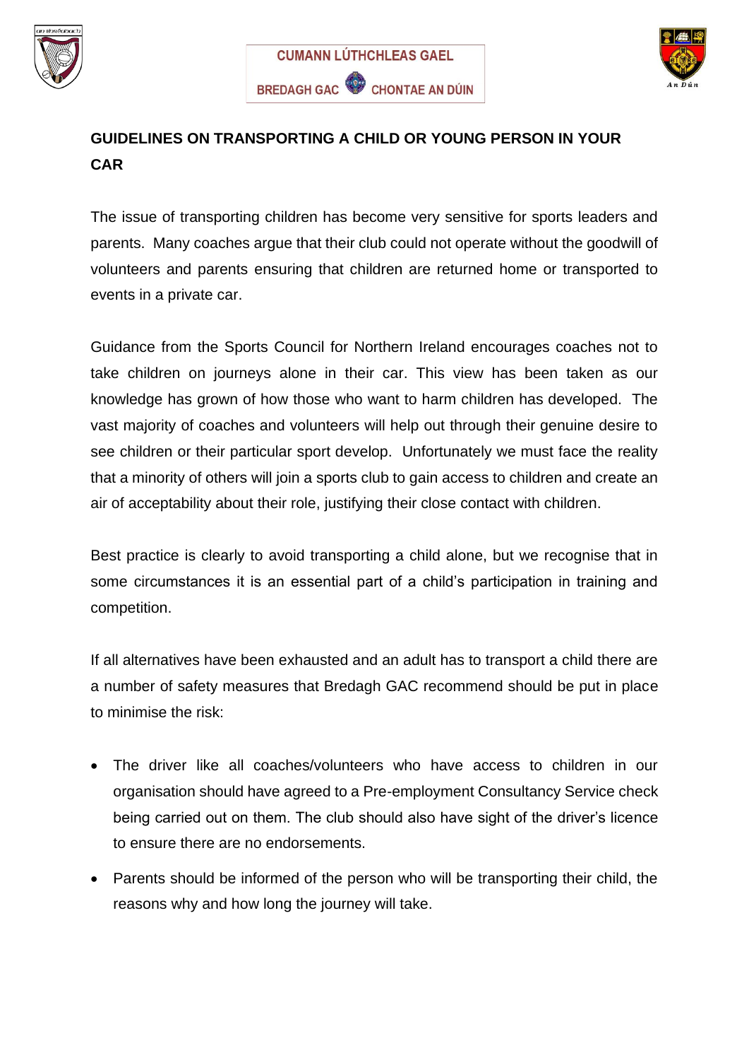CUMANN LÚTHCHLEAS GAEL

BREDAGH GAC CHONTAE AN DÚIN

**GUIDELINES ON TRANSPORTING A CHILD OR YOUNG PERSON IN YOUR CAR**

The issue of transporting children has become very sensitive for sports leaders and parents. Many coaches argue that their club could not operate without the goodwill of volunteers and parents ensuring that children are returned home or transported to events in a private car.

Guidance from the Sports Council for Northern Ireland encourages coaches not to take children on journeys alone in their car. This view has been taken as our knowledge has grown of how those who want to harm children has developed. The vast majority of coaches and volunteers will help out through their genuine desire to see children or their particular sport develop. Unfortunately we must face the reality that a minority of others will join a sports club to gain access to children and create an air of acceptability about their role, justifying their close contact with children.

Best practice is clearly to avoid transporting a child alone, but we recognise that in some circumstances it is an essential part of a child's participation in training and competition.

If all alternatives have been exhausted and an adult has to transport a child there are a number of safety measures that Bredagh GAC recommend should be put in place to minimise the risk:

- The driver like all coaches/volunteers who have access to children in our organisation should have agreed to a Pre-employment Consultancy Service check being carried out on them. The club should also have sight of the driver's licence to ensure there are no endorsements.
- Parents should be informed of the person who will be transporting their child, the reasons why and how long the journey will take.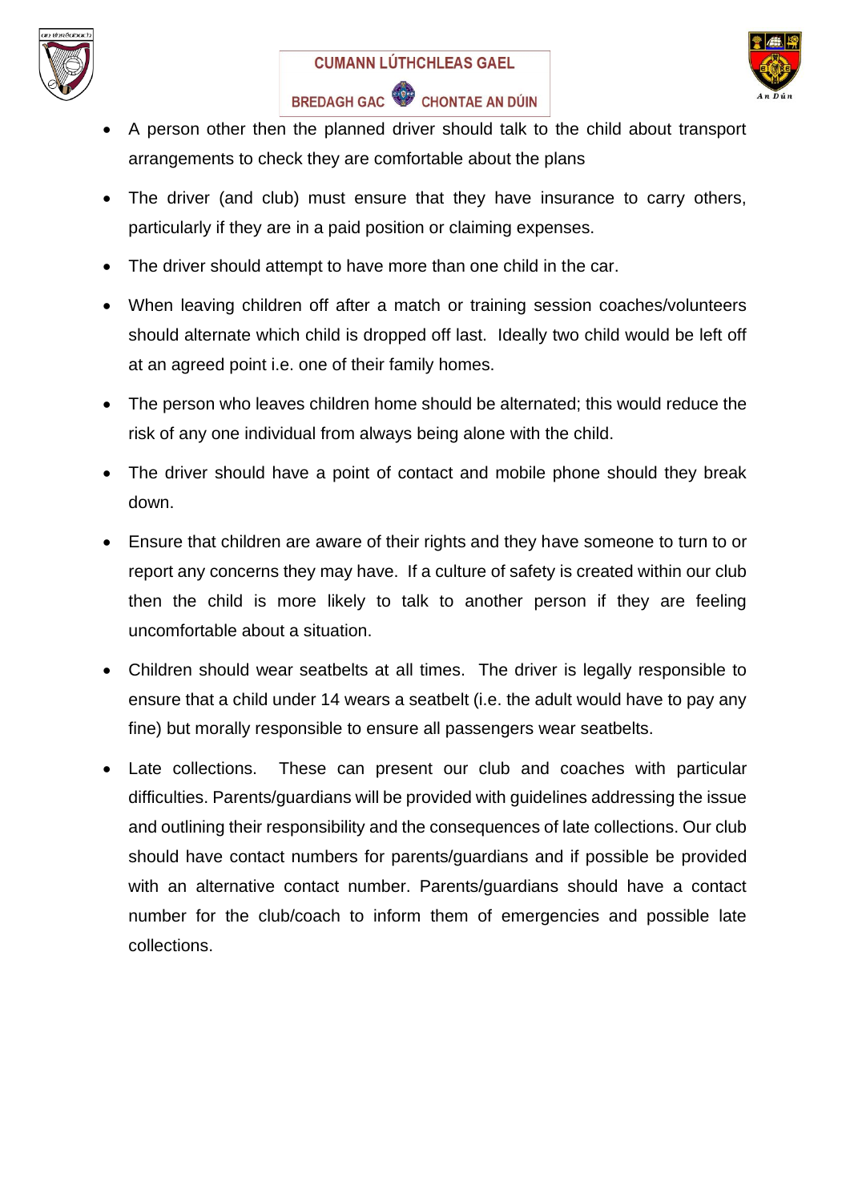- A person other then the planned driver should talk to the child about transport arrangements to check they are comfortable about the plans
- The driver (and club) must ensure that they have insurance to carry others, particularly if they are in a paid position or claiming expenses.
- The driver should attempt to have more than one child in the car.
- When leaving children off after a match or training session coaches/volunteers should alternate which child is dropped off last. Ideally two child would be left off at an agreed point i.e. one of their family homes.
- The person who leaves children home should be alternated; this would reduce the risk of any one individual from always being alone with the child.
- The driver should have a point of contact and mobile phone should they break down.
- Ensure that children are aware of their rights and they have someone to turn to or report any concerns they may have. If a culture of safety is created within our club then the child is more likely to talk to another person if they are feeling uncomfortable about a situation.
- Children should wear seatbelts at all times. The driver is legally responsible to ensure that a child under 14 wears a seatbelt (i.e. the adult would have to pay any fine) but morally responsible to ensure all passengers wear seatbelts.
- Late collections. These can present our club and coaches with particular difficulties. Parents/guardians will be provided with guidelines addressing the issue and outlining their responsibility and the consequences of late collections. Our club should have contact numbers for parents/guardians and if possible be provided with an alternative contact number. Parents/guardians should have a contact number for the club/coach to inform them of emergencies and possible late collections.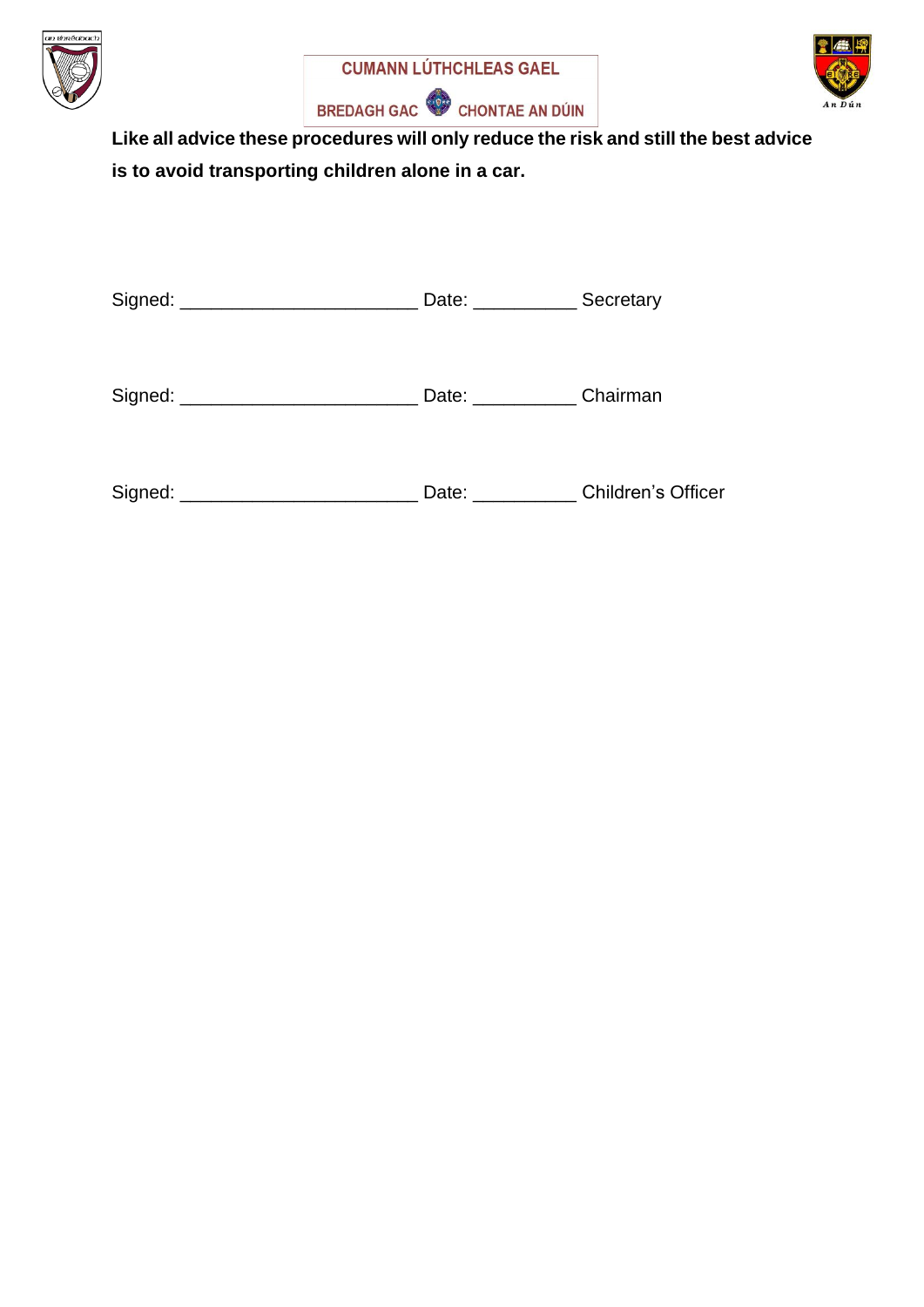**Like all advice these procedures will only reduce the risk and still the best advice is to avoid transporting children alone in a car.**

Signed: _______________________ Date: __________ Secretary

Signed: _______________________ Date: __________ Chairman

Signed: _______________________ Date: __________ Children's Officer